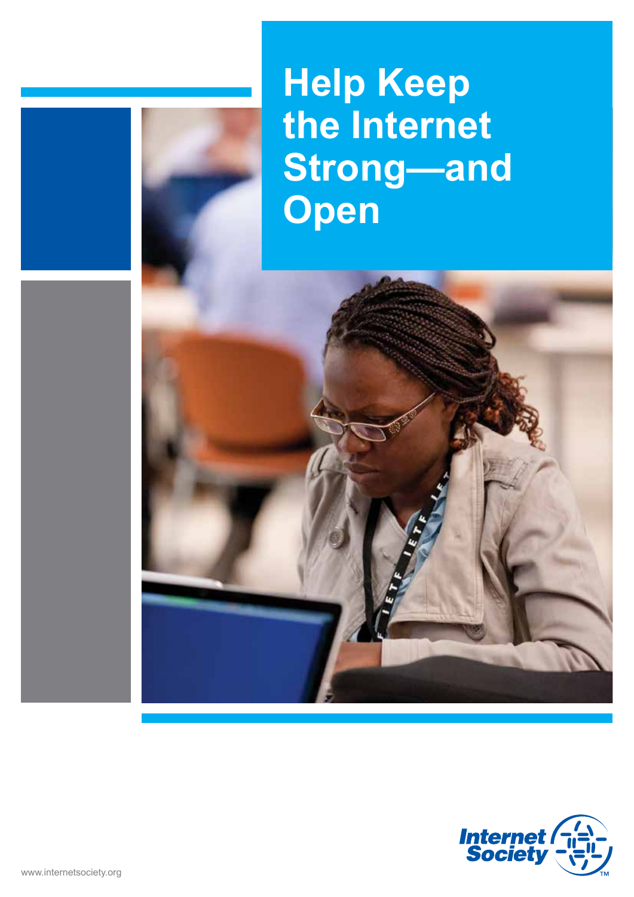# Help Keep the Internet Strong—and Open

Internet Society

www.internetsociety.org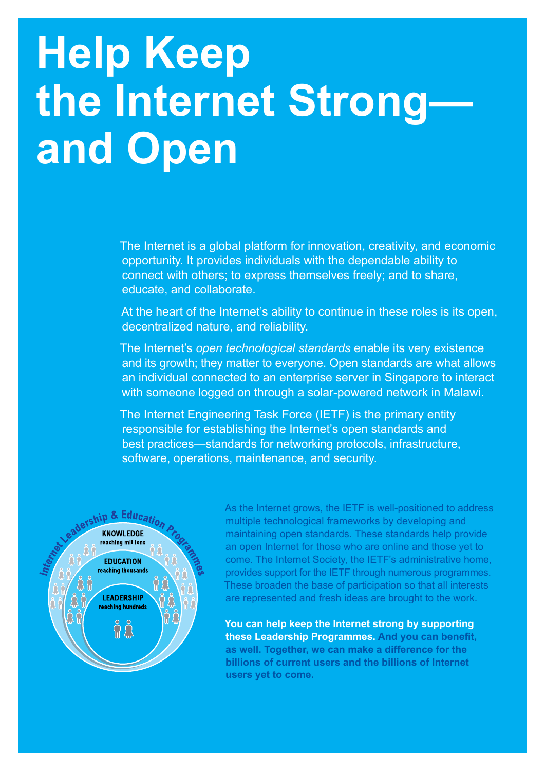# Help Keep the Internet Strong—and Open

The Internet is a global platform for innovation, creativity, and economic opportunity. It provides individuals with the dependable ability to connect with others; to express themselves freely; and to share, educate, and collaborate.

At the heart of the Internet's ability to continue in these roles is its open, decentralized nature, and reliability.

The Internet's *open technological standards* enable its very existence and its growth; they matter to everyone. Open standards are what allows an individual connected to an enterprise server in Singapore to interact with someone logged on through a solar-powered network in Malawi.

The Internet Engineering Task Force (IETF) is the primary entity responsible for establishing the Internet's open standards and best practices—standards for networking protocols, infrastructure, software, operations, maintenance, and security.

Internet Leadership & Education Programmes

KNOWLEDGE
reaching millions

EDUCATION
reaching thousands

LEADERSHIP
reaching hundreds

As the Internet grows, the IETF is well-positioned to address multiple technological frameworks by developing and maintaining open standards. These standards help provide an open Internet for those who are online and those yet to come. The Internet Society, the IETF's administrative home, provides support for the IETF through numerous programmes. These broaden the base of participation so that all interests are represented and fresh ideas are brought to the work.

**You can help keep the Internet strong by supporting these Leadership Programmes. And you can benefit, as well. Together, we can make a difference for the billions of current users and the billions of Internet users yet to come.**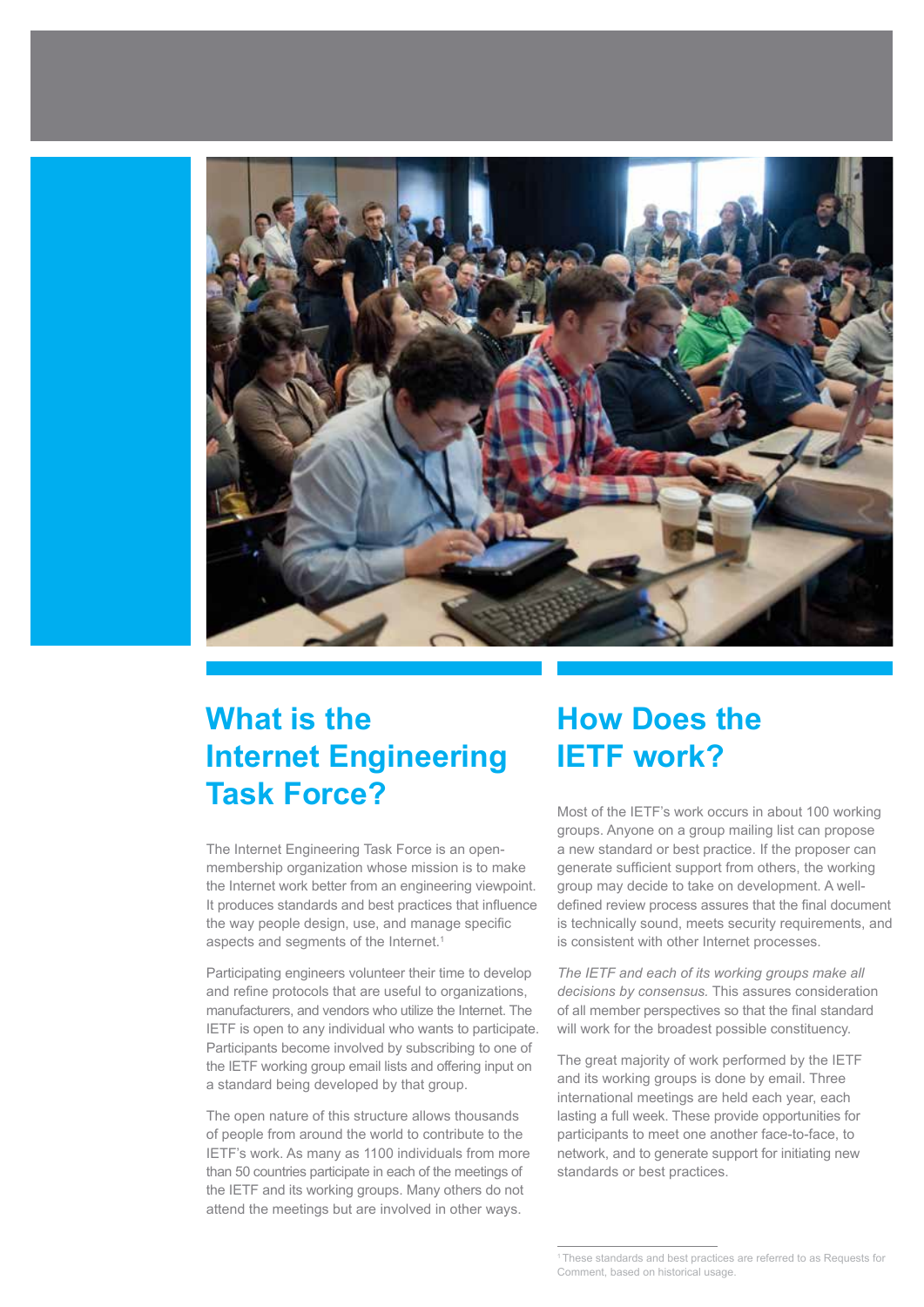## What is the Internet Engineering Task Force?

The Internet Engineering Task Force is an open-membership organization whose mission is to make the Internet work better from an engineering viewpoint. It produces standards and best practices that influence the way people design, use, and manage specific aspects and segments of the Internet.[1]

Participating engineers volunteer their time to develop and refine protocols that are useful to organizations, manufacturers, and vendors who utilize the Internet. The IETF is open to any individual who wants to participate. Participants become involved by subscribing to one of the IETF working group email lists and offering input on a standard being developed by that group.

The open nature of this structure allows thousands of people from around the world to contribute to the IETF's work. As many as 1100 individuals from more than 50 countries participate in each of the meetings of the IETF and its working groups. Many others do not attend the meetings but are involved in other ways.

## How Does the IETF work?

Most of the IETF's work occurs in about 100 working groups. Anyone on a group mailing list can propose a new standard or best practice. If the proposer can generate sufficient support from others, the working group may decide to take on development. A well-defined review process assures that the final document is technically sound, meets security requirements, and is consistent with other Internet processes.

*The IETF and each of its working groups make all decisions by consensus.* This assures consideration of all member perspectives so that the final standard will work for the broadest possible constituency.

The great majority of work performed by the IETF and its working groups is done by email. Three international meetings are held each year, each lasting a full week. These provide opportunities for participants to meet one another face-to-face, to network, and to generate support for initiating new standards or best practices.

[1] These standards and best practices are referred to as Requests for Comment, based on historical usage.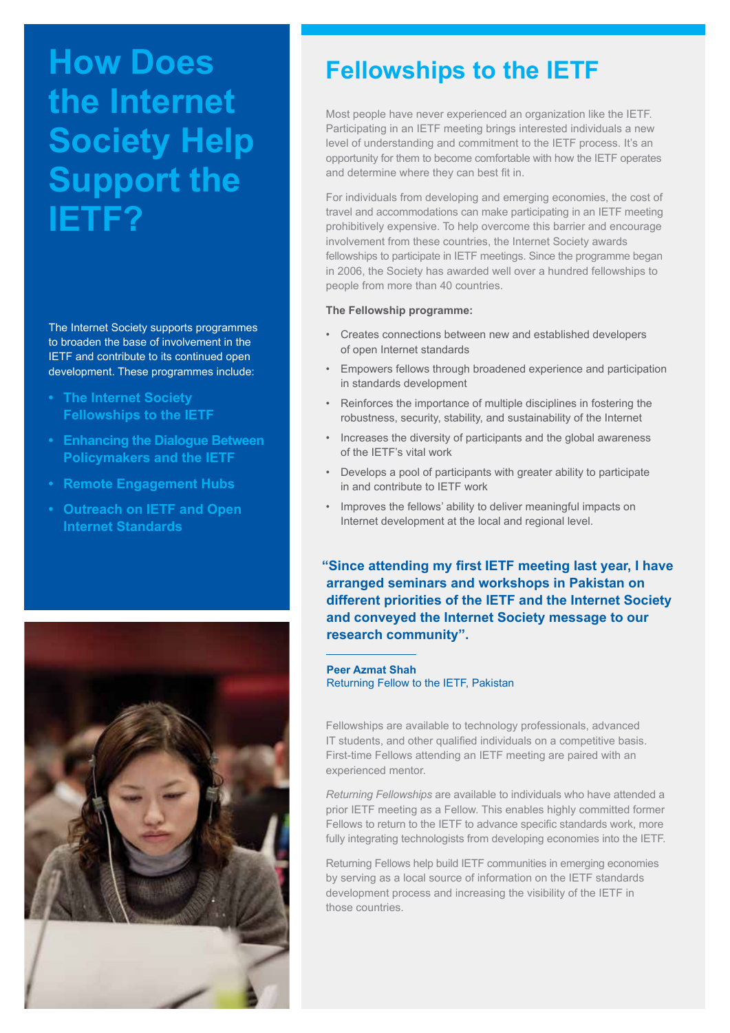# How Does the Internet Society Help Support the IETF?

The Internet Society supports programmes to broaden the base of involvement in the IETF and contribute to its continued open development. These programmes include:

- **The Internet Society Fellowships to the IETF**
- **Enhancing the Dialogue Between Policymakers and the IETF**
- **Remote Engagement Hubs**
- **Outreach on IETF and Open Internet Standards**

## Fellowships to the IETF

Most people have never experienced an organization like the IETF. Participating in an IETF meeting brings interested individuals a new level of understanding and commitment to the IETF process. It's an opportunity for them to become comfortable with how the IETF operates and determine where they can best fit in.

For individuals from developing and emerging economies, the cost of travel and accommodations can make participating in an IETF meeting prohibitively expensive. To help overcome this barrier and encourage involvement from these countries, the Internet Society awards fellowships to participate in IETF meetings. Since the programme began in 2006, the Society has awarded well over a hundred fellowships to people from more than 40 countries.

**The Fellowship programme:**

- Creates connections between new and established developers of open Internet standards
- Empowers fellows through broadened experience and participation in standards development
- Reinforces the importance of multiple disciplines in fostering the robustness, security, stability, and sustainability of the Internet
- Increases the diversity of participants and the global awareness of the IETF's vital work
- Develops a pool of participants with greater ability to participate in and contribute to IETF work
- Improves the fellows' ability to deliver meaningful impacts on Internet development at the local and regional level.

**"Since attending my first IETF meeting last year, I have arranged seminars and workshops in Pakistan on different priorities of the IETF and the Internet Society and conveyed the Internet Society message to our research community".**

**Peer Azmat Shah**
Returning Fellow to the IETF, Pakistan

Fellowships are available to technology professionals, advanced IT students, and other qualified individuals on a competitive basis. First-time Fellows attending an IETF meeting are paired with an experienced mentor.

*Returning Fellowships* are available to individuals who have attended a prior IETF meeting as a Fellow. This enables highly committed former Fellows to return to the IETF to advance specific standards work, more fully integrating technologists from developing economies into the IETF.

Returning Fellows help build IETF communities in emerging economies by serving as a local source of information on the IETF standards development process and increasing the visibility of the IETF in those countries.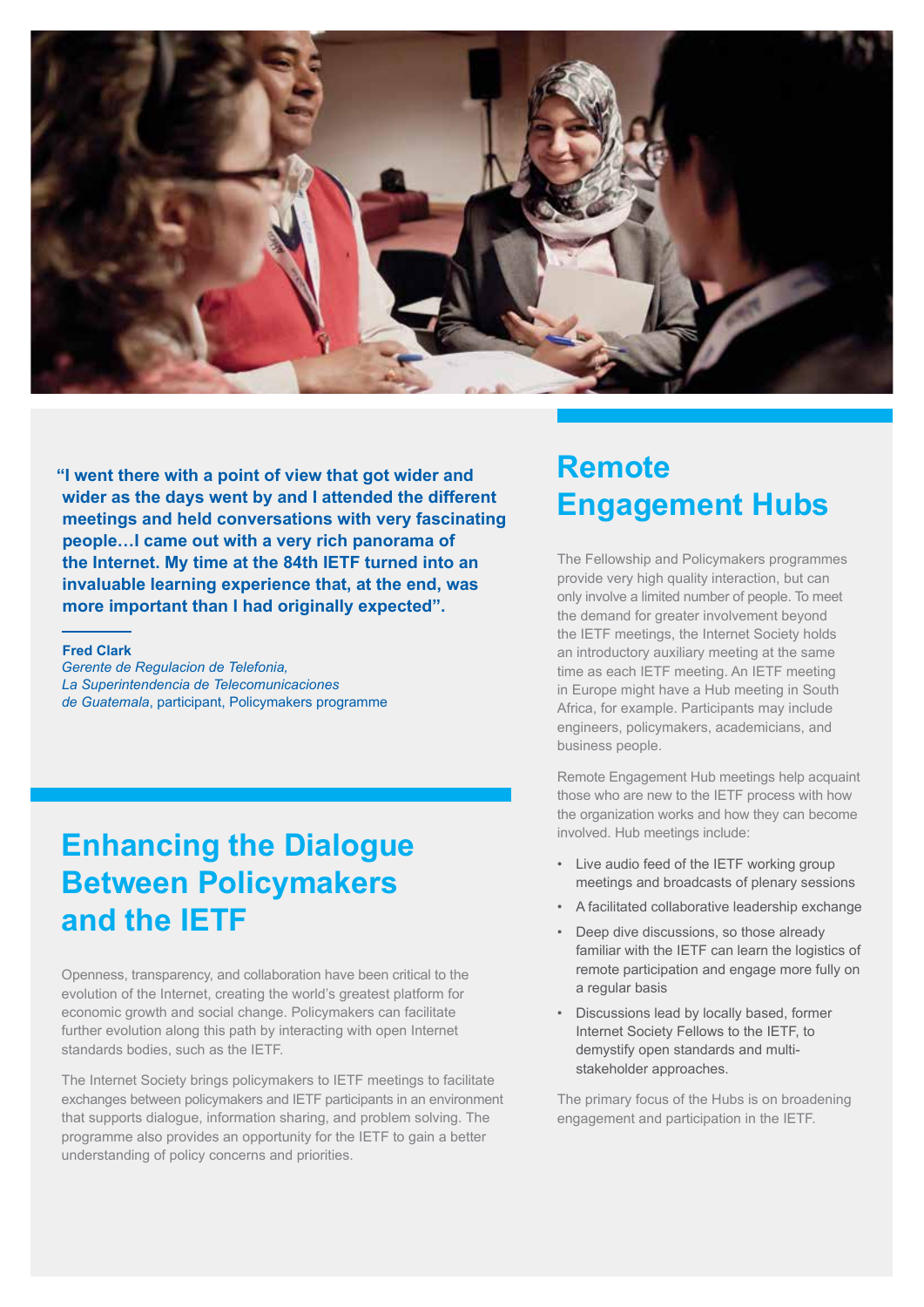**"I went there with a point of view that got wider and wider as the days went by and I attended the different meetings and held conversations with very fascinating people…I came out with a very rich panorama of the Internet. My time at the 84th IETF turned into an invaluable learning experience that, at the end, was more important than I had originally expected".**

**Fred Clark**
*Gerente de Regulacion de Telefonia, La Superintendencia de Telecomunicaciones de Guatemala*, participant, Policymakers programme

## Enhancing the Dialogue Between Policymakers and the IETF

Openness, transparency, and collaboration have been critical to the evolution of the Internet, creating the world's greatest platform for economic growth and social change. Policymakers can facilitate further evolution along this path by interacting with open Internet standards bodies, such as the IETF.

The Internet Society brings policymakers to IETF meetings to facilitate exchanges between policymakers and IETF participants in an environment that supports dialogue, information sharing, and problem solving. The programme also provides an opportunity for the IETF to gain a better understanding of policy concerns and priorities.

## Remote Engagement Hubs

The Fellowship and Policymakers programmes provide very high quality interaction, but can only involve a limited number of people. To meet the demand for greater involvement beyond the IETF meetings, the Internet Society holds an introductory auxiliary meeting at the same time as each IETF meeting. An IETF meeting in Europe might have a Hub meeting in South Africa, for example. Participants may include engineers, policymakers, academicians, and business people.

Remote Engagement Hub meetings help acquaint those who are new to the IETF process with how the organization works and how they can become involved. Hub meetings include:

- Live audio feed of the IETF working group meetings and broadcasts of plenary sessions
- A facilitated collaborative leadership exchange
- Deep dive discussions, so those already familiar with the IETF can learn the logistics of remote participation and engage more fully on a regular basis
- Discussions lead by locally based, former Internet Society Fellows to the IETF, to demystify open standards and multi-stakeholder approaches.

The primary focus of the Hubs is on broadening engagement and participation in the IETF.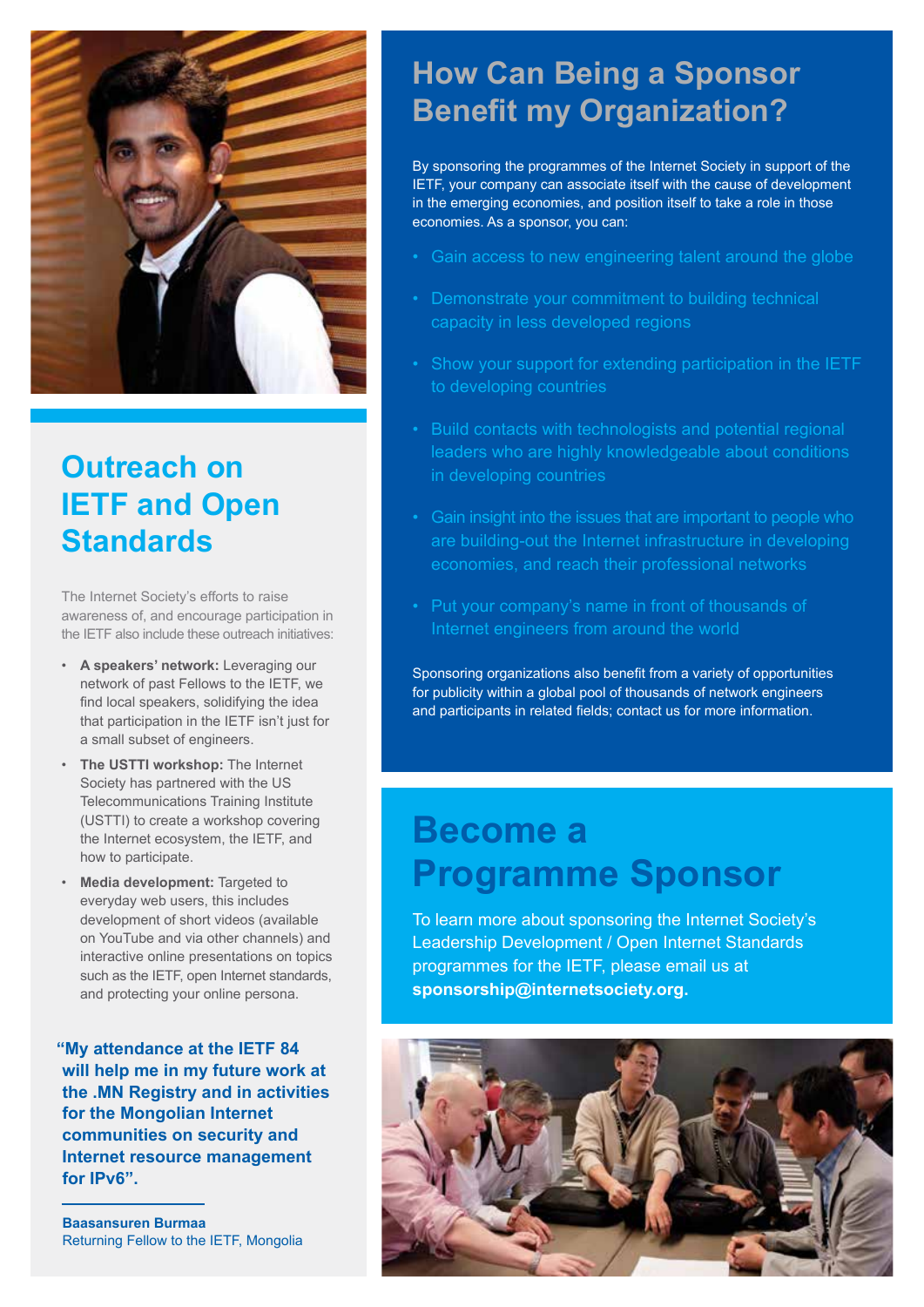# Outreach on IETF and Open Standards

The Internet Society's efforts to raise awareness of, and encourage participation in the IETF also include these outreach initiatives:

- **A speakers' network:** Leveraging our network of past Fellows to the IETF, we find local speakers, solidifying the idea that participation in the IETF isn't just for a small subset of engineers.
- **The USTTI workshop:** The Internet Society has partnered with the US Telecommunications Training Institute (USTTI) to create a workshop covering the Internet ecosystem, the IETF, and how to participate.
- **Media development:** Targeted to everyday web users, this includes development of short videos (available on YouTube and via other channels) and interactive online presentations on topics such as the IETF, open Internet standards, and protecting your online persona.

**"My attendance at the IETF 84 will help me in my future work at the .MN Registry and in activities for the Mongolian Internet communities on security and Internet resource management for IPv6".**

**Baasansuren Burmaa**
Returning Fellow to the IETF, Mongolia

# How Can Being a Sponsor Benefit my Organization?

By sponsoring the programmes of the Internet Society in support of the IETF, your company can associate itself with the cause of development in the emerging economies, and position itself to take a role in those economies. As a sponsor, you can:

- Gain access to new engineering talent around the globe
- Demonstrate your commitment to building technical capacity in less developed regions
- Show your support for extending participation in the IETF to developing countries
- Build contacts with technologists and potential regional leaders who are highly knowledgeable about conditions in developing countries
- Gain insight into the issues that are important to people who are building-out the Internet infrastructure in developing economies, and reach their professional networks
- Put your company's name in front of thousands of Internet engineers from around the world

Sponsoring organizations also benefit from a variety of opportunities for publicity within a global pool of thousands of network engineers and participants in related fields; contact us for more information.

# Become a Programme Sponsor

To learn more about sponsoring the Internet Society's Leadership Development / Open Internet Standards programmes for the IETF, please email us at **sponsorship@internetsociety.org.**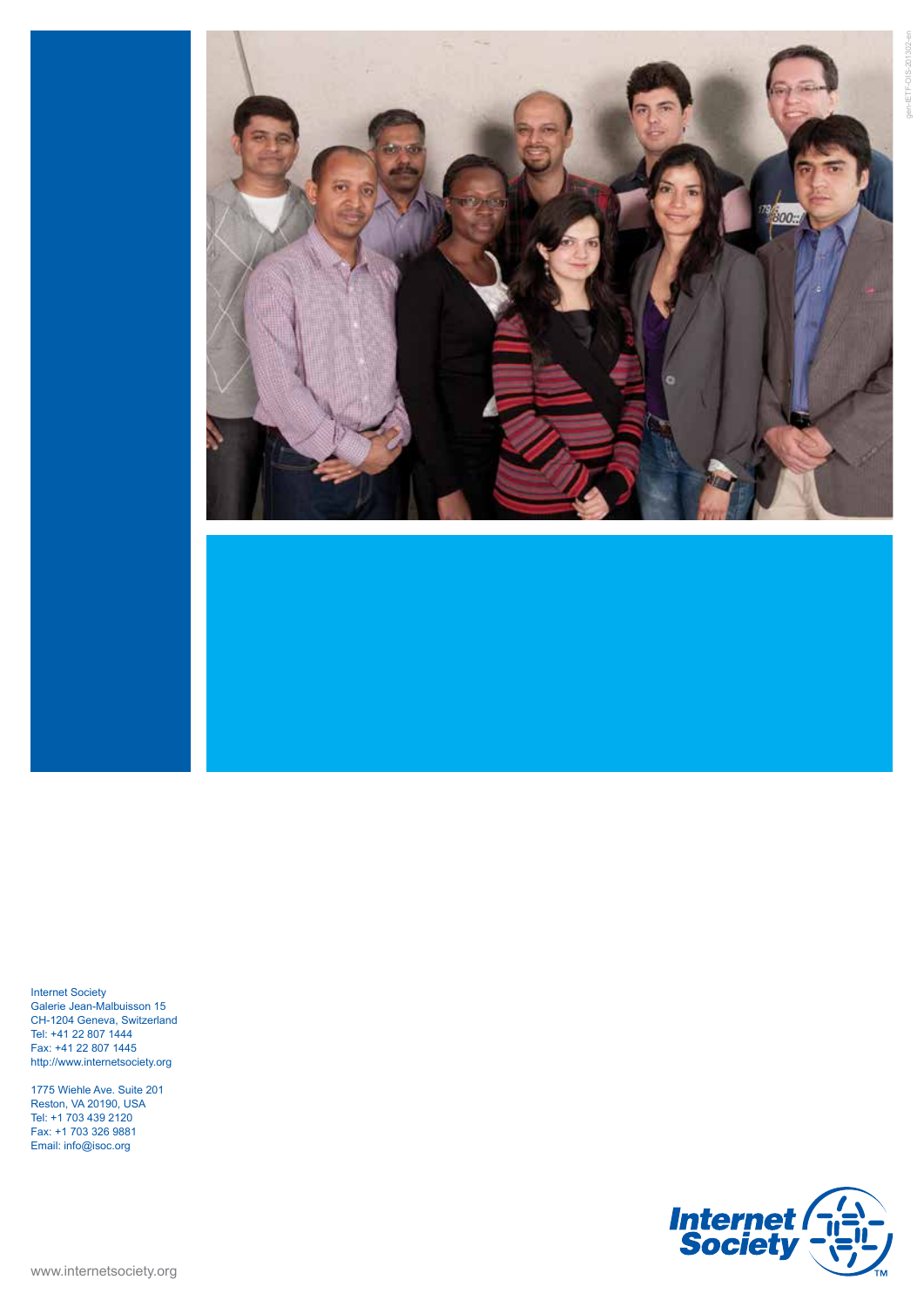Internet Society
Galerie Jean-Malbuisson 15
CH-1204 Geneva, Switzerland
Tel: +41 22 807 1444
Fax: +41 22 807 1445
http://www.internetsociety.org

1775 Wiehle Ave. Suite 201
Reston, VA 20190, USA
Tel: +1 703 439 2120
Fax: +1 703 326 9881
Email: info@isoc.org

www.internetsociety.org

gen-IETF-OIS-201302-en